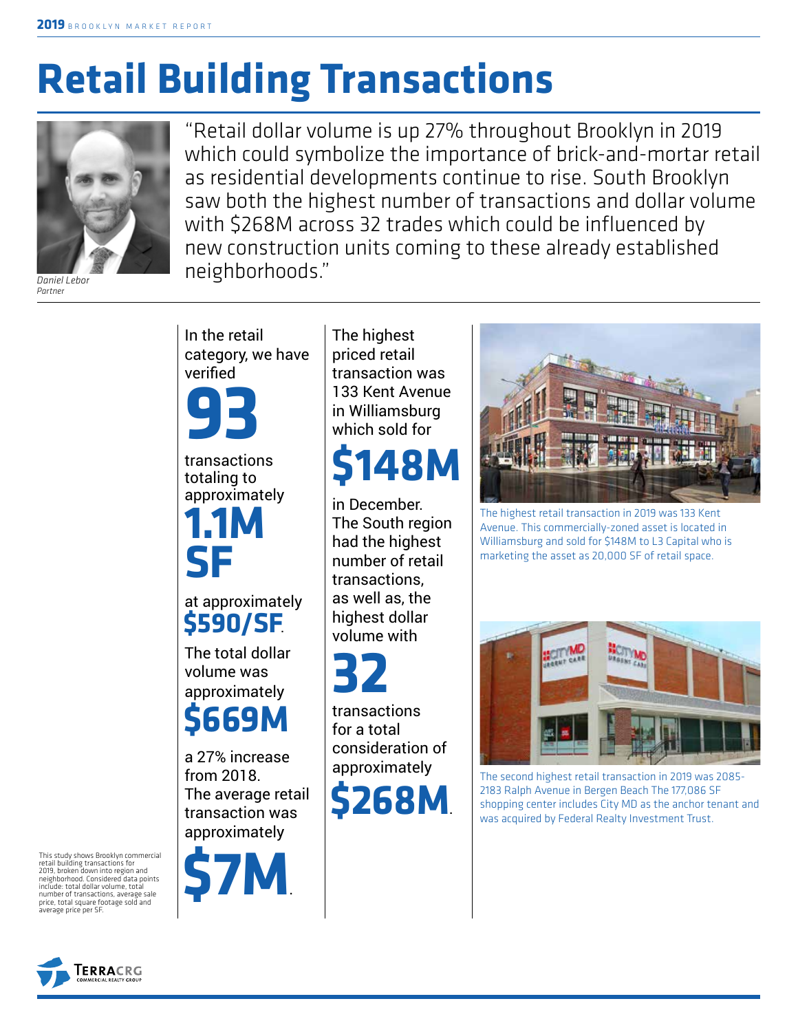# Retail Building Transactions

"Retail dollar volume is up 27% throughout Brooklyn in 2019 which could symbolize the importance of brick-and-mortar retail as residential developments continue to rise. South Brooklyn saw both the highest number of transactions and dollar volume with $268M across 32 trades which could be influenced by new construction units coming to these already established neighborhoods."

*Daniel Lebor*
*Partner*

This study shows Brooklyn commercial retail building transactions for 2019, broken down into region and neighborhood. Considered data points include: total dollar volume, total number of transactions, average sale price, total square footage sold and average price per SF.

In the retail category, we have verified **93** transactions totaling to approximately **1.1M SF** at approximately **$590/SF**. The total dollar volume was approximately **$669M** a 27% increase from 2018. The average retail transaction was approximately **$7M**.

The highest priced retail transaction was 133 Kent Avenue in Williamsburg which sold for **$148M** in December. The South region had the highest number of retail transactions, as well as, the highest dollar volume with **32** transactions for a total consideration of approximately **$268M**.

The highest retail transaction in 2019 was 133 Kent Avenue. This commercially-zoned asset is located in Williamsburg and sold for $148M to L3 Capital who is marketing the asset as 20,000 SF of retail space.

The second highest retail transaction in 2019 was 2085-2183 Ralph Avenue in Bergen Beach The 177,086 SF shopping center includes City MD as the anchor tenant and was acquired by Federal Realty Investment Trust.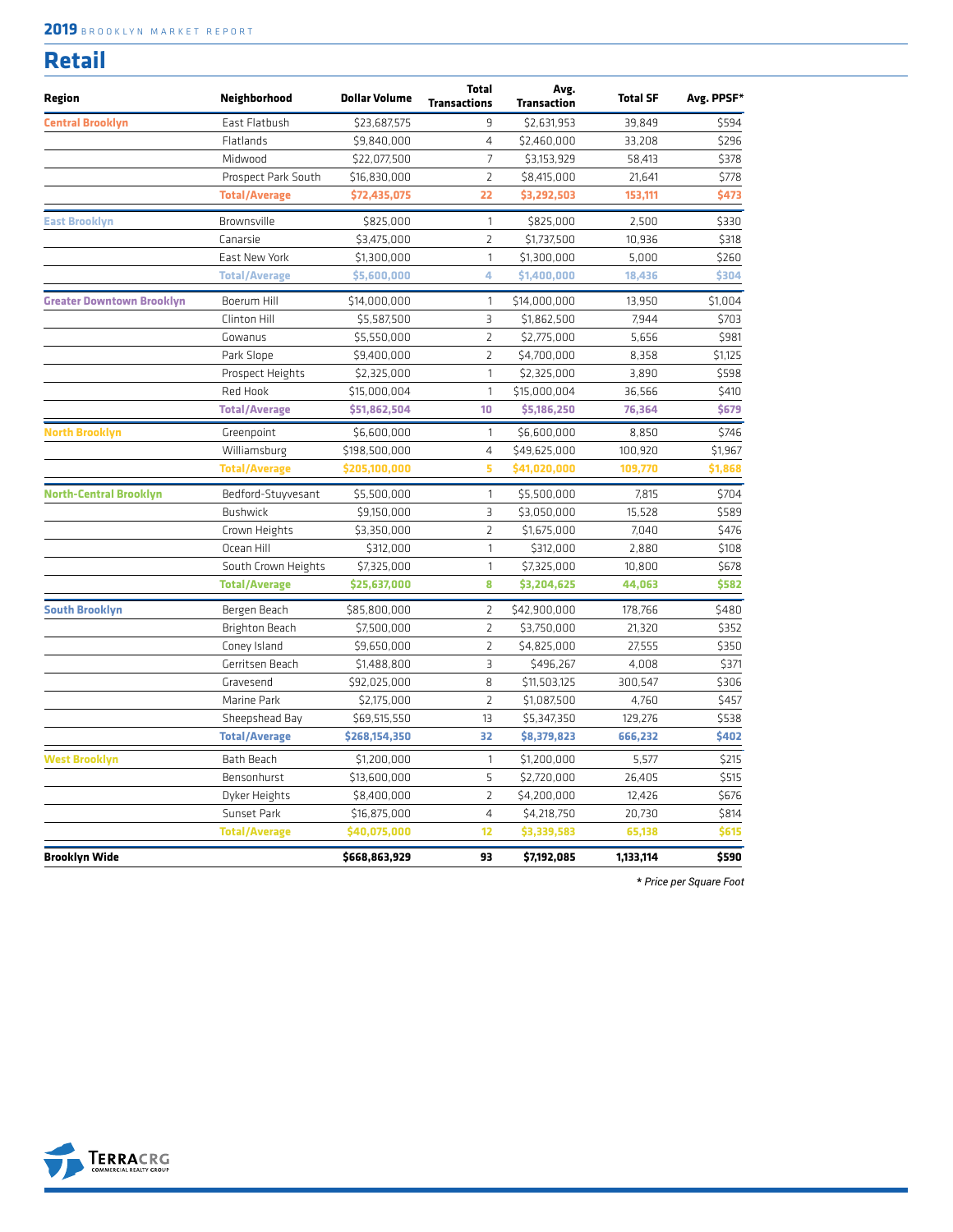## Retail

| Region | Neighborhood | Dollar Volume | Total Transactions | Avg. Transaction | Total SF | Avg. PPSF* |
|---|---|---|---|---|---|---|
| Central Brooklyn | East Flatbush | $23,687,575 | 9 | $2,631,953 | 39,849 | $594 |
| | Flatlands | $9,840,000 | 4 | $2,460,000 | 33,208 | $296 |
| | Midwood | $22,077,500 | 7 | $3,153,929 | 58,413 | $378 |
| | Prospect Park South | $16,830,000 | 2 | $8,415,000 | 21,641 | $778 |
| | **Total/Average** | **$72,435,075** | **22** | **$3,292,503** | **153,111** | **$473** |
| East Brooklyn | Brownsville | $825,000 | 1 | $825,000 | 2,500 | $330 |
| | Canarsie | $3,475,000 | 2 | $1,737,500 | 10,936 | $318 |
| | East New York | $1,300,000 | 1 | $1,300,000 | 5,000 | $260 |
| | **Total/Average** | **$5,600,000** | **4** | **$1,400,000** | **18,436** | **$304** |
| Greater Downtown Brooklyn | Boerum Hill | $14,000,000 | 1 | $14,000,000 | 13,950 | $1,004 |
| | Clinton Hill | $5,587,500 | 3 | $1,862,500 | 7,944 | $703 |
| | Gowanus | $5,550,000 | 2 | $2,775,000 | 5,656 | $981 |
| | Park Slope | $9,400,000 | 2 | $4,700,000 | 8,358 | $1,125 |
| | Prospect Heights | $2,325,000 | 1 | $2,325,000 | 3,890 | $598 |
| | Red Hook | $15,000,004 | 1 | $15,000,004 | 36,566 | $410 |
| | **Total/Average** | **$51,862,504** | **10** | **$5,186,250** | **76,364** | **$679** |
| North Brooklyn | Greenpoint | $6,600,000 | 1 | $6,600,000 | 8,850 | $746 |
| | Williamsburg | $198,500,000 | 4 | $49,625,000 | 100,920 | $1,967 |
| | **Total/Average** | **$205,100,000** | **5** | **$41,020,000** | **109,770** | **$1,868** |
| North-Central Brooklyn | Bedford-Stuyvesant | $5,500,000 | 1 | $5,500,000 | 7,815 | $704 |
| | Bushwick | $9,150,000 | 3 | $3,050,000 | 15,528 | $589 |
| | Crown Heights | $3,350,000 | 2 | $1,675,000 | 7,040 | $476 |
| | Ocean Hill | $312,000 | 1 | $312,000 | 2,880 | $108 |
| | South Crown Heights | $7,325,000 | 1 | $7,325,000 | 10,800 | $678 |
| | **Total/Average** | **$25,637,000** | **8** | **$3,204,625** | **44,063** | **$582** |
| South Brooklyn | Bergen Beach | $85,800,000 | 2 | $42,900,000 | 178,766 | $480 |
| | Brighton Beach | $7,500,000 | 2 | $3,750,000 | 21,320 | $352 |
| | Coney Island | $9,650,000 | 2 | $4,825,000 | 27,555 | $350 |
| | Gerritsen Beach | $1,488,800 | 3 | $496,267 | 4,008 | $371 |
| | Gravesend | $92,025,000 | 8 | $11,503,125 | 300,547 | $306 |
| | Marine Park | $2,175,000 | 2 | $1,087,500 | 4,760 | $457 |
| | Sheepshead Bay | $69,515,550 | 13 | $5,347,350 | 129,276 | $538 |
| | **Total/Average** | **$268,154,350** | **32** | **$8,379,823** | **666,232** | **$402** |
| West Brooklyn | Bath Beach | $1,200,000 | 1 | $1,200,000 | 5,577 | $215 |
| | Bensonhurst | $13,600,000 | 5 | $2,720,000 | 26,405 | $515 |
| | Dyker Heights | $8,400,000 | 2 | $4,200,000 | 12,426 | $676 |
| | Sunset Park | $16,875,000 | 4 | $4,218,750 | 20,730 | $814 |
| | **Total/Average** | **$40,075,000** | **12** | **$3,339,583** | **65,138** | **$615** |
| **Brooklyn Wide** | | **$668,863,929** | **93** | **$7,192,085** | **1,133,114** | **$590** |

*\* Price per Square Foot*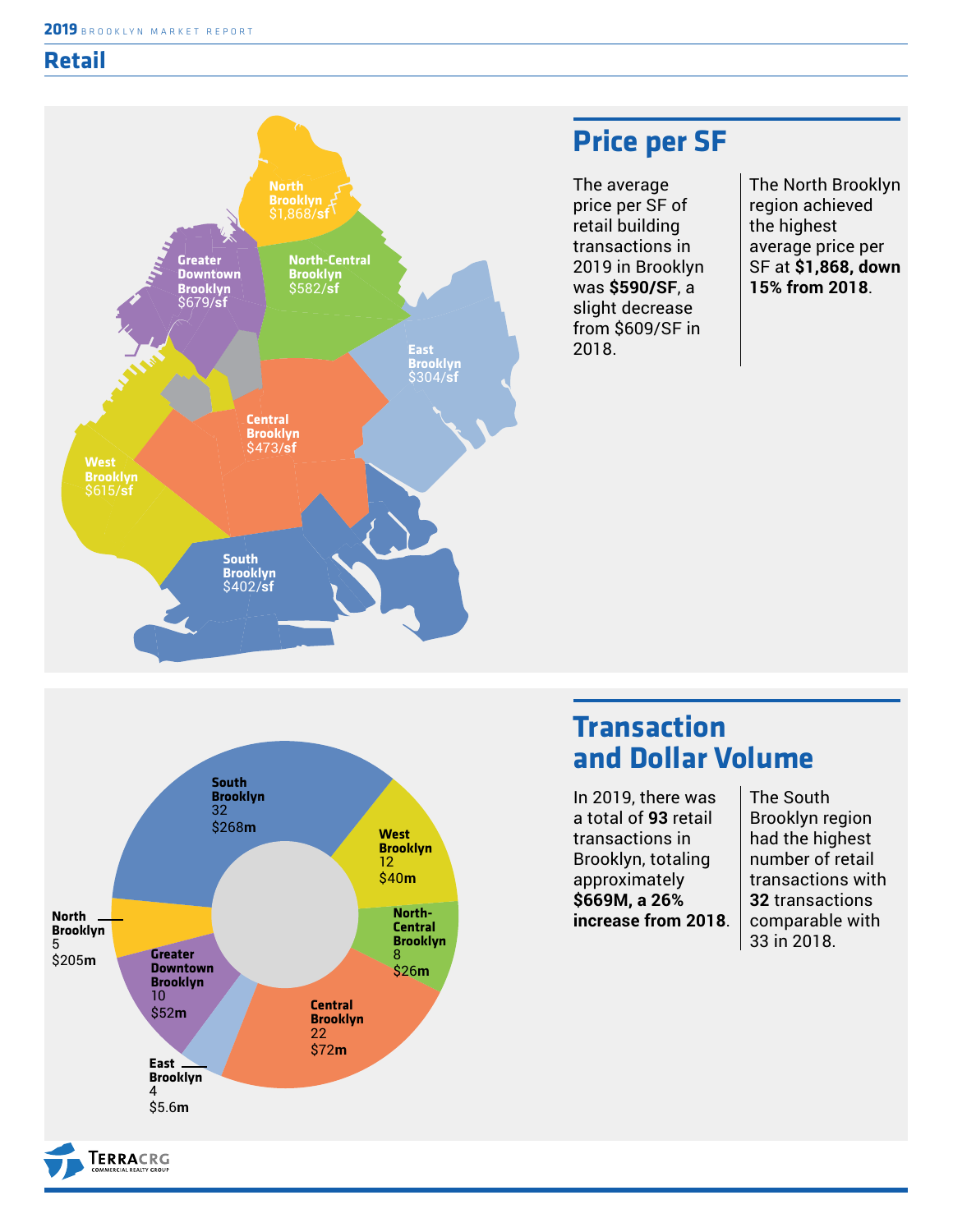## Retail

North Brooklyn $1,868/sf

Greater Downtown Brooklyn $679/sf

North-Central Brooklyn $582/sf

East Brooklyn $304/sf

Central Brooklyn $473/sf

West Brooklyn $615/sf

South Brooklyn $402/sf

## Price per SF

The average price per SF of retail building transactions in 2019 in Brooklyn was **$590/SF**, a slight decrease from $609/SF in 2018.

The North Brooklyn region achieved the highest average price per SF at **$1,868, down 15% from 2018**.

South Brooklyn
32
$268m

West Brooklyn
12
$40m

North-Central Brooklyn
8
$26m

Central Brooklyn
22
$72m

East Brooklyn
4
$5.6m

Greater Downtown Brooklyn
10
$52m

North Brooklyn
5
$205m

## Transaction and Dollar Volume

In 2019, there was a total of **93** retail transactions in Brooklyn, totaling approximately **$669M, a 26% increase from 2018**.

The South Brooklyn region had the highest number of retail transactions with **32** transactions comparable with 33 in 2018.